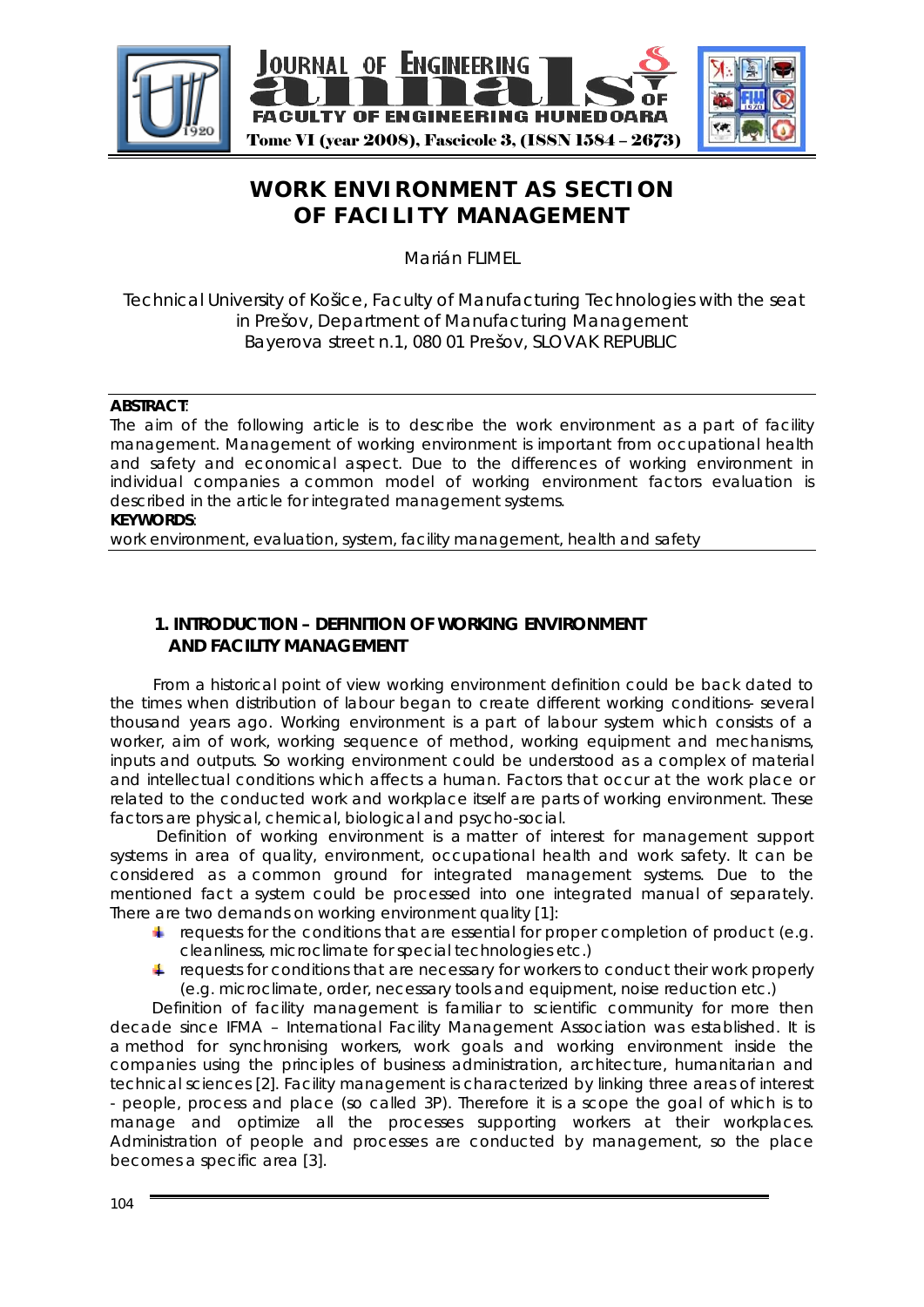# WORK ENVIRONMENT AS SECTION OF FACILITY MANAGEMENT

Marián FLIMEL

Technical University of Košice, Faculty of Manufacturing Technologies with the seat in Prešov, Department of Manufacturing Management
Bayerova street n.1, 080 01 Prešov, SLOVAK REPUBLIC

**ABSTRACT**:
The aim of the following article is to describe the work environment as a part of facility management. Management of working environment is important from occupational health and safety and economical aspect. Due to the differences of working environment in individual companies a common model of working environment factors evaluation is described in the article for integrated management systems.

**KEYWORDS**:
work environment, evaluation, system, facility management, health and safety

## 1. INTRODUCTION – DEFINITION OF WORKING ENVIRONMENT AND FACILITY MANAGEMENT

From a historical point of view working environment definition could be back dated to the times when distribution of labour began to create different working conditions- several thousand years ago. Working environment is a part of labour system which consists of a worker, aim of work, working sequence of method, working equipment and mechanisms, inputs and outputs. So working environment could be understood as a complex of material and intellectual conditions which affects a human. Factors that occur at the work place or related to the conducted work and workplace itself are parts of working environment. These factors are physical, chemical, biological and psycho-social.

Definition of working environment is a matter of interest for management support systems in area of quality, environment, occupational health and work safety. It can be considered as a common ground for integrated management systems. Due to the mentioned fact a system could be processed into one integrated manual of separately. There are two demands on working environment quality [1]:

- requests for the conditions that are essential for proper completion of product (e.g. cleanliness, microclimate for special technologies etc.)
- requests for conditions that are necessary for workers to conduct their work properly (e.g. microclimate, order, necessary tools and equipment, noise reduction etc.)

Definition of facility management is familiar to scientific community for more then decade since IFMA – International Facility Management Association was established. It is a method for synchronising workers, work goals and working environment inside the companies using the principles of business administration, architecture, humanitarian and technical sciences [2]. Facility management is characterized by linking three areas of interest - people, process and place (so called 3P). Therefore it is a scope the goal of which is to manage and optimize all the processes supporting workers at their workplaces. Administration of people and processes are conducted by management, so the place becomes a specific area [3].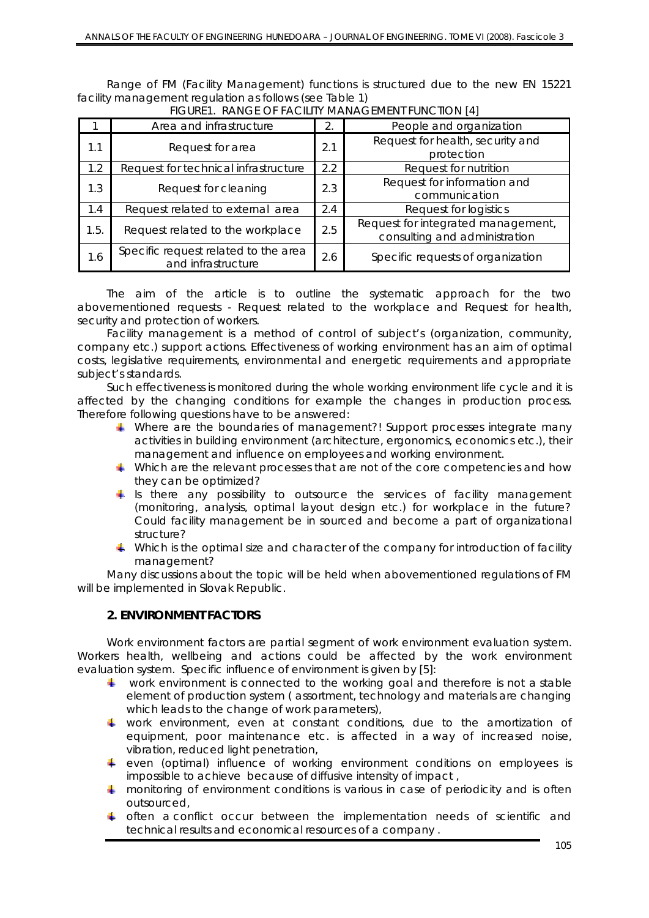Range of FM (Facility Management) functions is structured due to the new EN 15221 facility management regulation as follows (see Table 1)

FIGURE1. RANGE OF FACILITY MANAGEMENT FUNCTION [4]

| 1 | Area and infrastructure | 2. | People and organization |
|---|---|---|---|
| 1.1 | Request for area | 2.1 | Request for health, security and protection |
| 1.2 | Request for technical infrastructure | 2.2 | Request for nutrition |
| 1.3 | Request for cleaning | 2.3 | Request for information and communication |
| 1.4 | Request related to external area | 2.4 | Request for logistics |
| 1.5. | Request related to the workplace | 2.5 | Request for integrated management, consulting and administration |
| 1.6 | Specific request related to the area and infrastructure | 2.6 | Specific requests of organization |

The aim of the article is to outline the systematic approach for the two abovementioned requests - Request related to the workplace and Request for health, security and protection of workers.

Facility management is a method of control of subject's (organization, community, company etc.) support actions. Effectiveness of working environment has an aim of optimal costs, legislative requirements, environmental and energetic requirements and appropriate subject's standards.

Such effectiveness is monitored during the whole working environment life cycle and it is affected by the changing conditions for example the changes in production process. Therefore following questions have to be answered:

- Where are the boundaries of management?! Support processes integrate many activities in building environment (architecture, ergonomics, economics etc.), their management and influence on employees and working environment.
- Which are the relevant processes that are not of the core competencies and how they can be optimized?
- Is there any possibility to outsource the services of facility management (monitoring, analysis, optimal layout design etc.) for workplace in the future? Could facility management be in sourced and become a part of organizational structure?
- Which is the optimal size and character of the company for introduction of facility management?

Many discussions about the topic will be held when abovementioned regulations of FM will be implemented in Slovak Republic.

## 2. ENVIRONMENT FACTORS

Work environment factors are partial segment of work environment evaluation system. Workers health, wellbeing and actions could be affected by the work environment evaluation system. Specific influence of environment is given by [5]:

- work environment is connected to the working goal and therefore is not a stable element of production system ( assortment, technology and materials are changing which leads to the change of work parameters),
- work environment, even at constant conditions, due to the amortization of equipment, poor maintenance etc. is affected in a way of increased noise, vibration, reduced light penetration,
- even (optimal) influence of working environment conditions on employees is impossible to achieve because of diffusive intensity of impact ,
- monitoring of environment conditions is various in case of periodicity and is often outsourced,
- often a conflict occur between the implementation needs of scientific and technical results and economical resources of a company .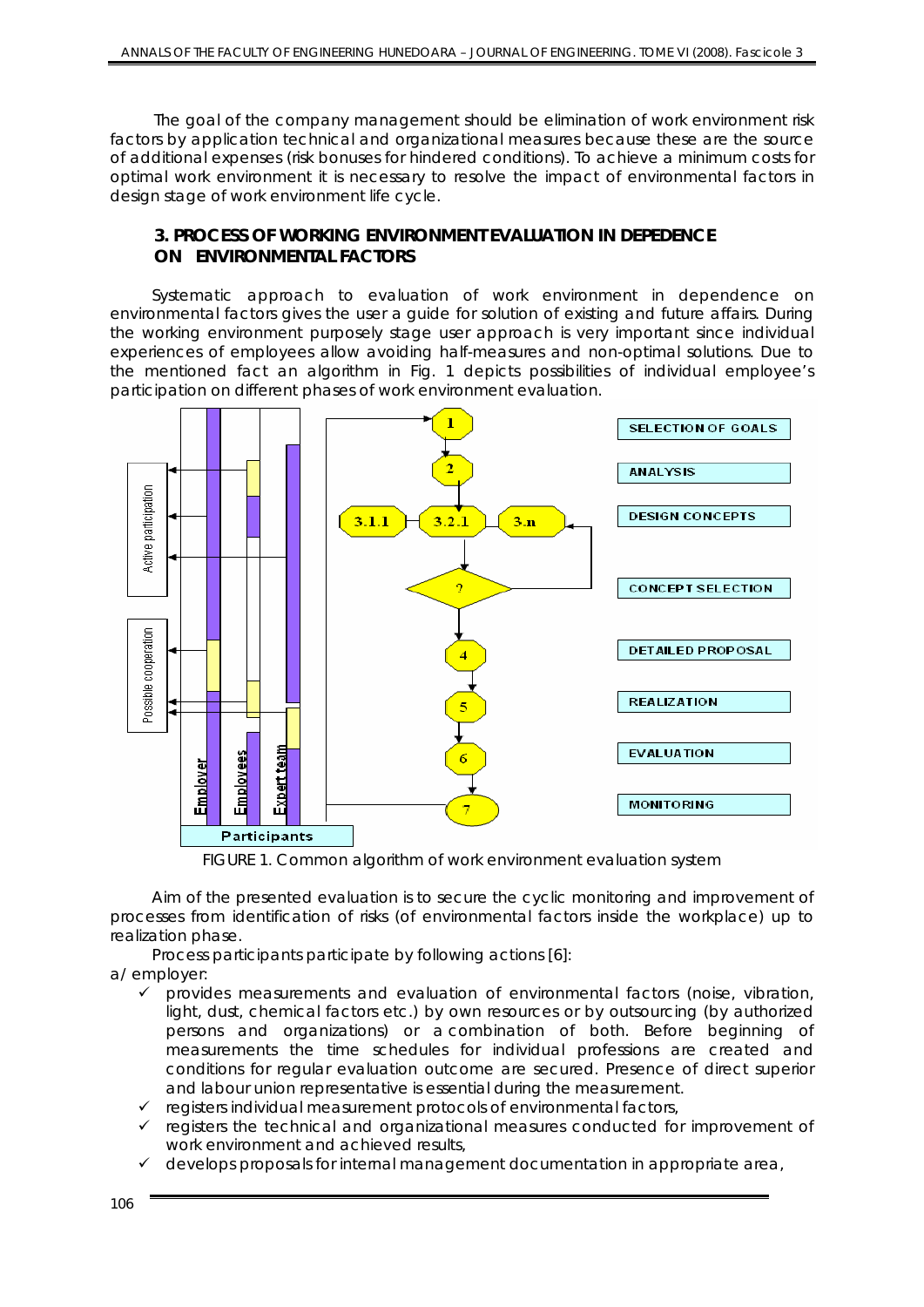The goal of the company management should be elimination of work environment risk factors by application technical and organizational measures because these are the source of additional expenses (risk bonuses for hindered conditions). To achieve a minimum costs for optimal work environment it is necessary to resolve the impact of environmental factors in design stage of work environment life cycle.

## 3. PROCESS OF WORKING ENVIRONMENT EVALUATION IN DEPEDENCE ON ENVIRONMENTAL FACTORS

Systematic approach to evaluation of work environment in dependence on environmental factors gives the user a guide for solution of existing and future affairs. During the working environment purposely stage user approach is very important since individual experiences of employees allow avoiding half-measures and non-optimal solutions. Due to the mentioned fact an algorithm in Fig. 1 depicts possibilities of individual employee's participation on different phases of work environment evaluation.

FIGURE 1. Common algorithm of work environment evaluation system

Aim of the presented evaluation is to secure the cyclic monitoring and improvement of processes from identification of risks (of environmental factors inside the workplace) up to realization phase.

Process participants participate by following actions [6]:

a/ employer:

- ✓ provides measurements and evaluation of environmental factors (noise, vibration, light, dust, chemical factors etc.) by own resources or by outsourcing (by authorized persons and organizations) or a combination of both. Before beginning of measurements the time schedules for individual professions are created and conditions for regular evaluation outcome are secured. Presence of direct superior and labour union representative is essential during the measurement.
- ✓ registers individual measurement protocols of environmental factors,
- ✓ registers the technical and organizational measures conducted for improvement of work environment and achieved results,
- ✓ develops proposals for internal management documentation in appropriate area,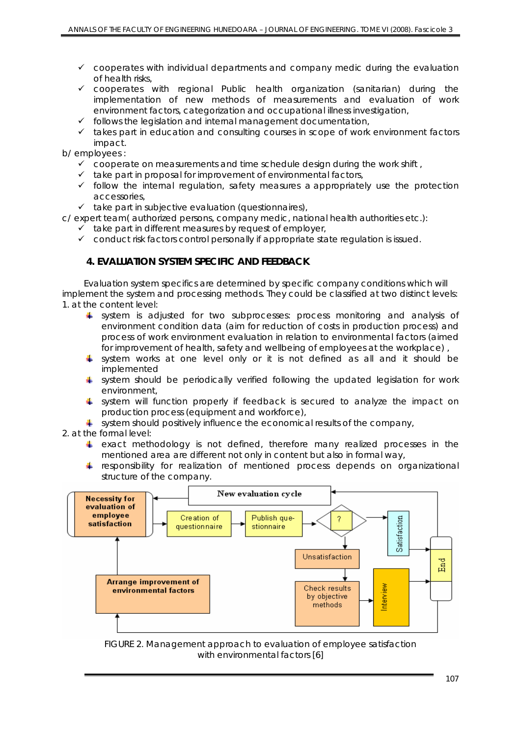- cooperates with individual departments and company medic during the evaluation of health risks,
- cooperates with regional Public health organization (sanitarian) during the implementation of new methods of measurements and evaluation of work environment factors, categorization and occupational illness investigation,
- follows the legislation and internal management documentation,
- takes part in education and consulting courses in scope of work environment factors impact.

b/ employees:

- cooperate on measurements and time schedule design during the work shift ,
- take part in proposal for improvement of environmental factors,
- follow the internal regulation, safety measures a appropriately use the protection accessories,
- take part in subjective evaluation (questionnaires),

c/ expert team( authorized persons, company medic, national health authorities etc.):

- take part in different measures by request of employer,
- conduct risk factors control personally if appropriate state regulation is issued.

## 4. EVALUATION SYSTEM SPECIFIC AND FEEDBACK

Evaluation system specifics are determined by specific company conditions which will implement the system and processing methods. They could be classified at two distinct levels:

1. at the content level:
   - system is adjusted for two subprocesses: process monitoring and analysis of environment condition data (aim for reduction of costs in production process) and process of work environment evaluation in relation to environmental factors (aimed for improvement of health, safety and wellbeing of employees at the workplace) ,
   - system works at one level only or it is not defined as all and it should be implemented
   - system should be periodically verified following the updated legislation for work environment,
   - system will function properly if feedback is secured to analyze the impact on production process (equipment and workforce),
   - system should positively influence the economical results of the company,
2. at the formal level:
   - exact methodology is not defined, therefore many realized processes in the mentioned area are different not only in content but also in formal way,
   - responsibility for realization of mentioned process depends on organizational structure of the company.

FIGURE 2. Management approach to evaluation of employee satisfaction with environmental factors [6]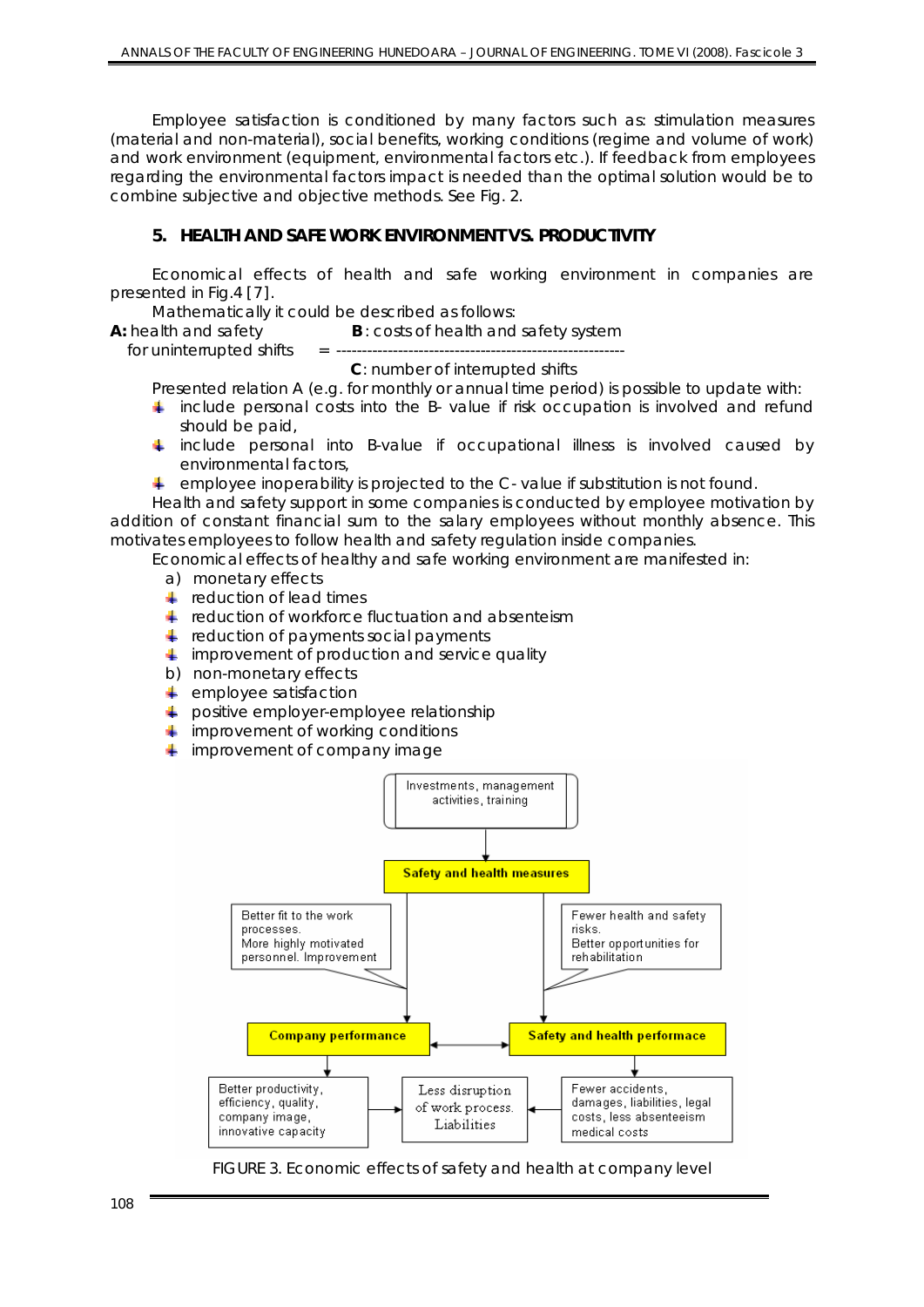Employee satisfaction is conditioned by many factors such as: stimulation measures (material and non-material), social benefits, working conditions (regime and volume of work) and work environment (equipment, environmental factors etc.). If feedback from employees regarding the environmental factors impact is needed than the optimal solution would be to combine subjective and objective methods. See Fig. 2.

## 5. HEALTH AND SAFE WORK ENVIRONMENT VS. PRODUCTIVITY

Economical effects of health and safe working environment in companies are presented in Fig.4 [7].

Mathematically it could be described as follows:

$$\text{A: health and safety for uninterrupted shifts} = \frac{\text{B: costs of health and safety system}}{\text{C: number of interrupted shifts}}$$

Presented relation A (e.g. for monthly or annual time period) is possible to update with:

- include personal costs into the B- value if risk occupation is involved and refund should be paid,
- include personal into B-value if occupational illness is involved caused by environmental factors,
- employee inoperability is projected to the C- value if substitution is not found.

Health and safety support in some companies is conducted by employee motivation by addition of constant financial sum to the salary employees without monthly absence. This motivates employees to follow health and safety regulation inside companies.

Economical effects of healthy and safe working environment are manifested in:

a) monetary effects
- reduction of lead times
- reduction of workforce fluctuation and absenteism
- reduction of payments social payments
- improvement of production and service quality

b) non-monetary effects
- employee satisfaction
- positive employer-employee relationship
- improvement of working conditions
- improvement of company image

Investments, management activities, training → Safety and health measures

Better fit to the work processes. More highly motivated personnel. Improvement → Company performance

Fewer health and safety risks. Better opportunities for rehabilitation → Safety and health performace

Company performance ↔ Safety and health performace

Company performance → Better productivity, efficiency, quality, company image, innovative capacity → Less disruption of work process. Liabilities

Safety and health performace → Fewer accidents, damages, liabilities, legal costs, less absenteeism medical costs → Less disruption of work process. Liabilities

FIGURE 3. Economic effects of safety and health at company level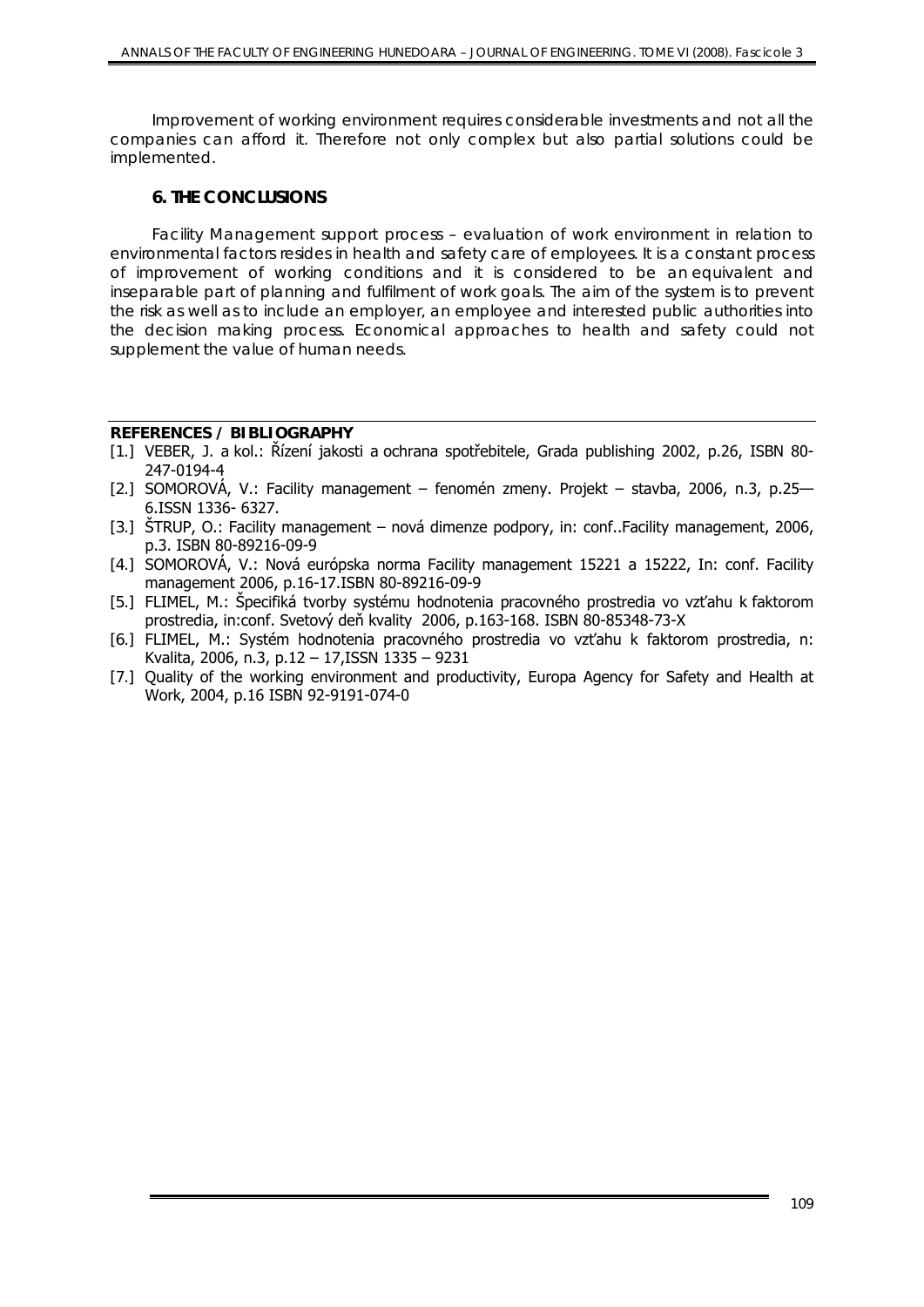Improvement of working environment requires considerable investments and not all the companies can afford it. Therefore not only complex but also partial solutions could be implemented.

## 6. THE CONCLUSIONS

Facility Management support process – evaluation of work environment in relation to environmental factors resides in health and safety care of employees. It is a constant process of improvement of working conditions and it is considered to be an equivalent and inseparable part of planning and fulfilment of work goals. The aim of the system is to prevent the risk as well as to include an employer, an employee and interested public authorities into the decision making process. Economical approaches to health and safety could not supplement the value of human needs.

## REFERENCES / BIBLIOGRAPHY

[1.] VEBER, J. a kol.: Řízení jakosti a ochrana spotřebitele, Grada publishing 2002, p.26, ISBN 80-247-0194-4

[2.] SOMOROVÁ, V.: Facility management – fenomén zmeny. Projekt – stavba, 2006, n.3, p.25—6.ISSN 1336- 6327.

[3.] ŠTRUP, O.: Facility management – nová dimenze podpory, in: conf..Facility management, 2006, p.3. ISBN 80-89216-09-9

[4.] SOMOROVÁ, V.: Nová európska norma Facility management 15221 a 15222, In: conf. Facility management 2006, p.16-17.ISBN 80-89216-09-9

[5.] FLIMEL, M.: Špecifiká tvorby systému hodnotenia pracovného prostredia vo vzťahu k faktorom prostredia, in:conf. Svetový deň kvality 2006, p.163-168. ISBN 80-85348-73-X

[6.] FLIMEL, M.: Systém hodnotenia pracovného prostredia vo vzťahu k faktorom prostredia, n: Kvalita, 2006, n.3, p.12 – 17,ISSN 1335 – 9231

[7.] Quality of the working environment and productivity, Europa Agency for Safety and Health at Work, 2004, p.16 ISBN 92-9191-074-0